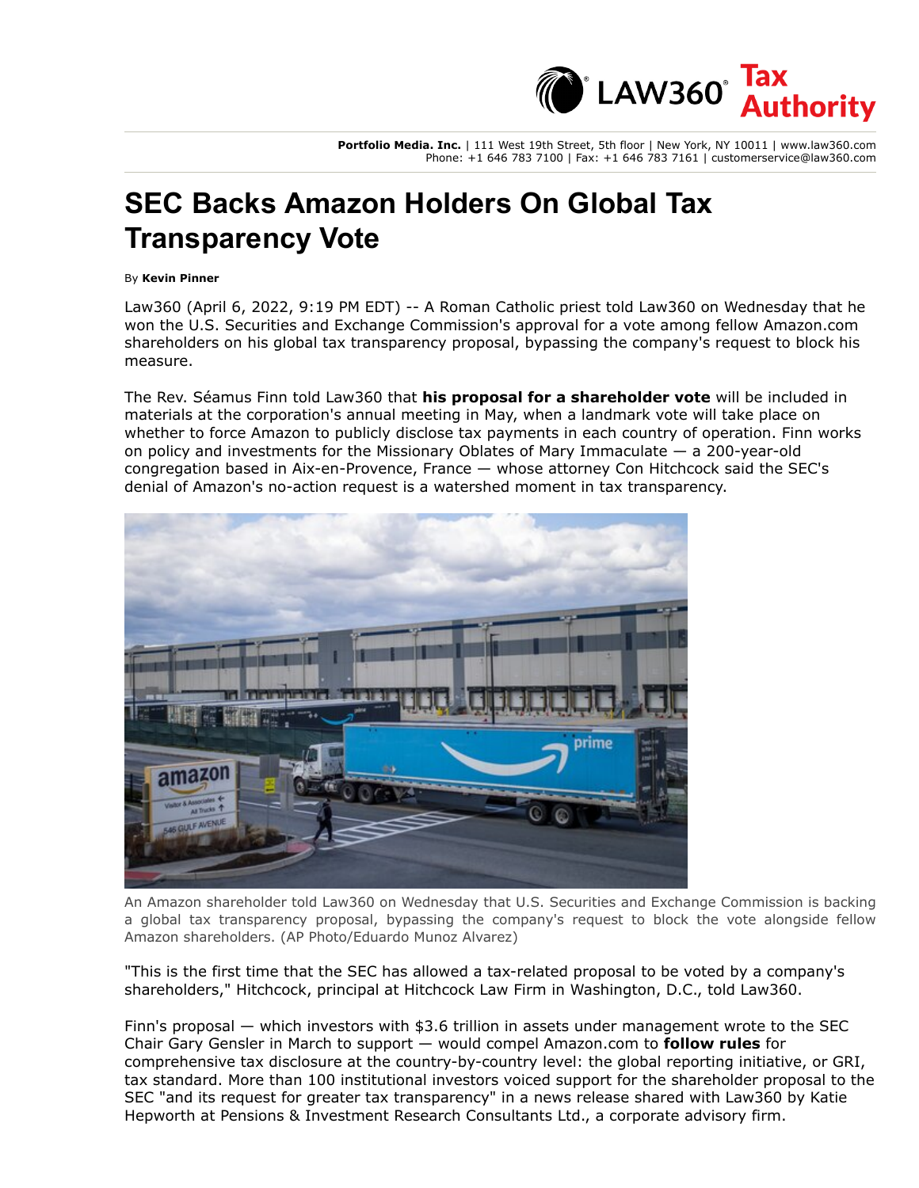Portfolio Media. Inc. | 111 West 19th Street, 5th floor | New York, NY 10011 | www.law360.com
Phone: +1 646 783 7100 | Fax: +1 646 783 7161 | customerservice@law360.com

# SEC Backs Amazon Holders On Global Tax Transparency Vote

By **Kevin Pinner**

Law360 (April 6, 2022, 9:19 PM EDT) -- A Roman Catholic priest told Law360 on Wednesday that he won the U.S. Securities and Exchange Commission's approval for a vote among fellow Amazon.com shareholders on his global tax transparency proposal, bypassing the company's request to block his measure.

The Rev. Séamus Finn told Law360 that **his proposal for a shareholder vote** will be included in materials at the corporation's annual meeting in May, when a landmark vote will take place on whether to force Amazon to publicly disclose tax payments in each country of operation. Finn works on policy and investments for the Missionary Oblates of Mary Immaculate — a 200-year-old congregation based in Aix-en-Provence, France — whose attorney Con Hitchcock said the SEC's denial of Amazon's no-action request is a watershed moment in tax transparency.

An Amazon shareholder told Law360 on Wednesday that U.S. Securities and Exchange Commission is backing a global tax transparency proposal, bypassing the company's request to block the vote alongside fellow Amazon shareholders. (AP Photo/Eduardo Munoz Alvarez)

"This is the first time that the SEC has allowed a tax-related proposal to be voted by a company's shareholders," Hitchcock, principal at Hitchcock Law Firm in Washington, D.C., told Law360.

Finn's proposal — which investors with $3.6 trillion in assets under management wrote to the SEC Chair Gary Gensler in March to support — would compel Amazon.com to **follow rules** for comprehensive tax disclosure at the country-by-country level: the global reporting initiative, or GRI, tax standard. More than 100 institutional investors voiced support for the shareholder proposal to the SEC "and its request for greater tax transparency" in a news release shared with Law360 by Katie Hepworth at Pensions & Investment Research Consultants Ltd., a corporate advisory firm.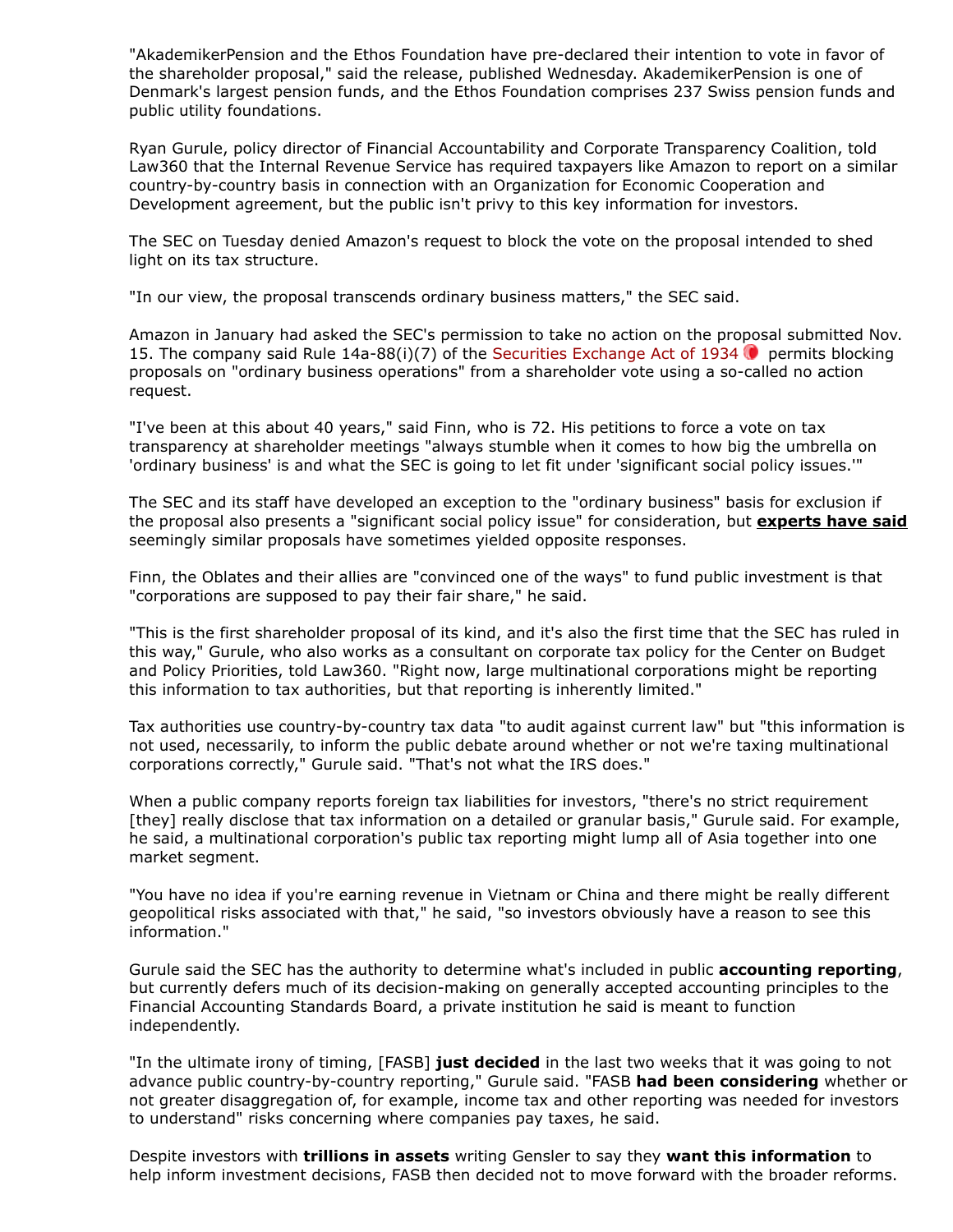"AkademikerPension and the Ethos Foundation have pre-declared their intention to vote in favor of the shareholder proposal," said the release, published Wednesday. AkademikerPension is one of Denmark's largest pension funds, and the Ethos Foundation comprises 237 Swiss pension funds and public utility foundations.

Ryan Gurule, policy director of Financial Accountability and Corporate Transparency Coalition, told Law360 that the Internal Revenue Service has required taxpayers like Amazon to report on a similar country-by-country basis in connection with an Organization for Economic Cooperation and Development agreement, but the public isn't privy to this key information for investors.

The SEC on Tuesday denied Amazon's request to block the vote on the proposal intended to shed light on its tax structure.

"In our view, the proposal transcends ordinary business matters," the SEC said.

Amazon in January had asked the SEC's permission to take no action on the proposal submitted Nov. 15. The company said Rule 14a-88(i)(7) of the Securities Exchange Act of 1934 permits blocking proposals on "ordinary business operations" from a shareholder vote using a so-called no action request.

"I've been at this about 40 years," said Finn, who is 72. His petitions to force a vote on tax transparency at shareholder meetings "always stumble when it comes to how big the umbrella on 'ordinary business' is and what the SEC is going to let fit under 'significant social policy issues.'"

The SEC and its staff have developed an exception to the "ordinary business" basis for exclusion if the proposal also presents a "significant social policy issue" for consideration, but **experts have said** seemingly similar proposals have sometimes yielded opposite responses.

Finn, the Oblates and their allies are "convinced one of the ways" to fund public investment is that "corporations are supposed to pay their fair share," he said.

"This is the first shareholder proposal of its kind, and it's also the first time that the SEC has ruled in this way," Gurule, who also works as a consultant on corporate tax policy for the Center on Budget and Policy Priorities, told Law360. "Right now, large multinational corporations might be reporting this information to tax authorities, but that reporting is inherently limited."

Tax authorities use country-by-country tax data "to audit against current law" but "this information is not used, necessarily, to inform the public debate around whether or not we're taxing multinational corporations correctly," Gurule said. "That's not what the IRS does."

When a public company reports foreign tax liabilities for investors, "there's no strict requirement [they] really disclose that tax information on a detailed or granular basis," Gurule said. For example, he said, a multinational corporation's public tax reporting might lump all of Asia together into one market segment.

"You have no idea if you're earning revenue in Vietnam or China and there might be really different geopolitical risks associated with that," he said, "so investors obviously have a reason to see this information."

Gurule said the SEC has the authority to determine what's included in public **accounting reporting**, but currently defers much of its decision-making on generally accepted accounting principles to the Financial Accounting Standards Board, a private institution he said is meant to function independently.

"In the ultimate irony of timing, [FASB] **just decided** in the last two weeks that it was going to not advance public country-by-country reporting," Gurule said. "FASB **had been considering** whether or not greater disaggregation of, for example, income tax and other reporting was needed for investors to understand" risks concerning where companies pay taxes, he said.

Despite investors with **trillions in assets** writing Gensler to say they **want this information** to help inform investment decisions, FASB then decided not to move forward with the broader reforms.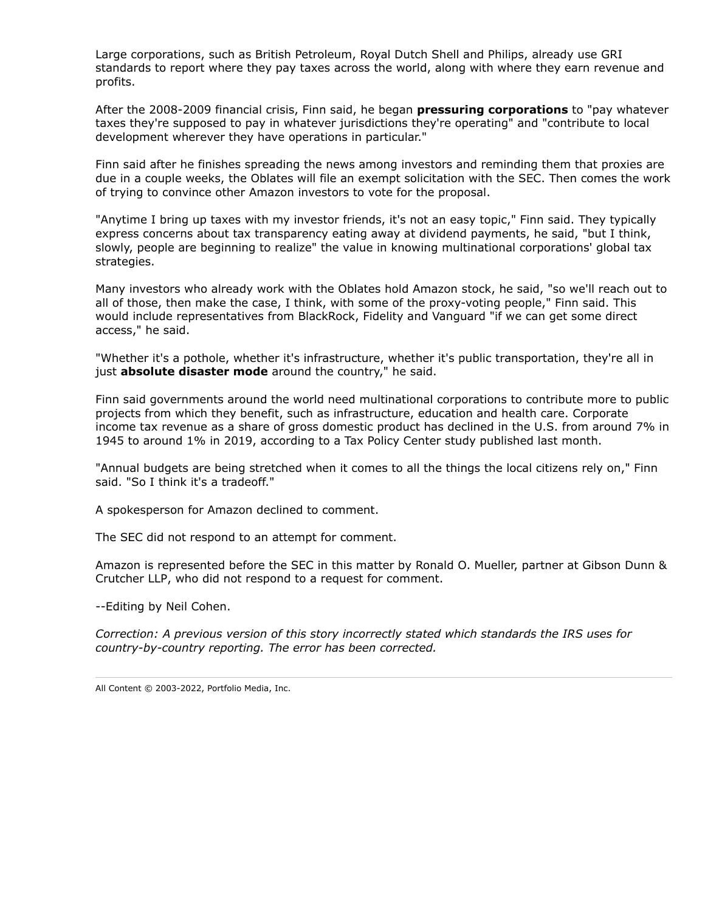Large corporations, such as British Petroleum, Royal Dutch Shell and Philips, already use GRI standards to report where they pay taxes across the world, along with where they earn revenue and profits.

After the 2008-2009 financial crisis, Finn said, he began **pressuring corporations** to "pay whatever taxes they're supposed to pay in whatever jurisdictions they're operating" and "contribute to local development wherever they have operations in particular."

Finn said after he finishes spreading the news among investors and reminding them that proxies are due in a couple weeks, the Oblates will file an exempt solicitation with the SEC. Then comes the work of trying to convince other Amazon investors to vote for the proposal.

"Anytime I bring up taxes with my investor friends, it's not an easy topic," Finn said. They typically express concerns about tax transparency eating away at dividend payments, he said, "but I think, slowly, people are beginning to realize" the value in knowing multinational corporations' global tax strategies.

Many investors who already work with the Oblates hold Amazon stock, he said, "so we'll reach out to all of those, then make the case, I think, with some of the proxy-voting people," Finn said. This would include representatives from BlackRock, Fidelity and Vanguard "if we can get some direct access," he said.

"Whether it's a pothole, whether it's infrastructure, whether it's public transportation, they're all in just **absolute disaster mode** around the country," he said.

Finn said governments around the world need multinational corporations to contribute more to public projects from which they benefit, such as infrastructure, education and health care. Corporate income tax revenue as a share of gross domestic product has declined in the U.S. from around 7% in 1945 to around 1% in 2019, according to a Tax Policy Center study published last month.

"Annual budgets are being stretched when it comes to all the things the local citizens rely on," Finn said. "So I think it's a tradeoff."

A spokesperson for Amazon declined to comment.

The SEC did not respond to an attempt for comment.

Amazon is represented before the SEC in this matter by Ronald O. Mueller, partner at Gibson Dunn & Crutcher LLP, who did not respond to a request for comment.

--Editing by Neil Cohen.

*Correction: A previous version of this story incorrectly stated which standards the IRS uses for country-by-country reporting. The error has been corrected.*

All Content © 2003-2022, Portfolio Media, Inc.